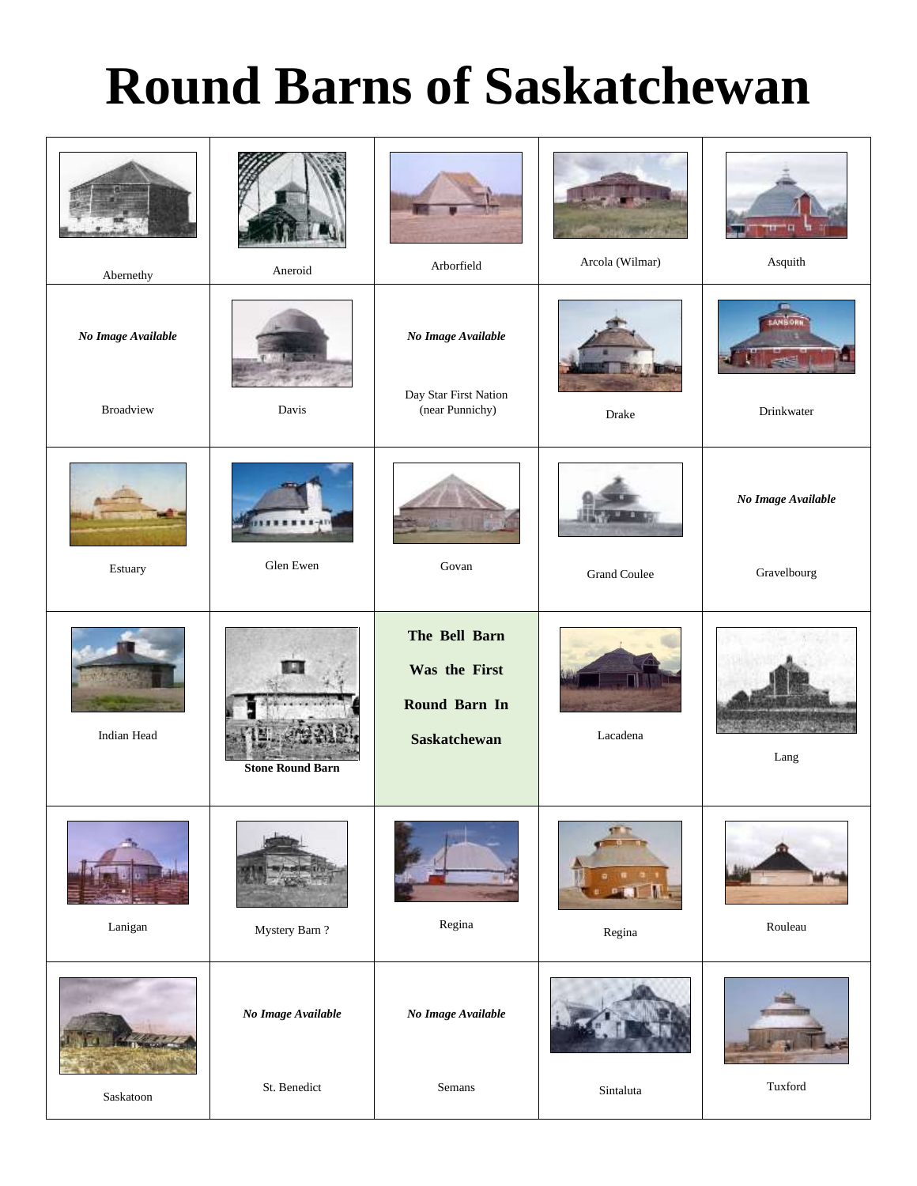# Round Barns of Saskatchewan

| | | | | |
|---|---|---|---|---|
| Abernethy | Aneroid | Arborfield | Arcola (Wilmar) | Asquith |
| ***No Image Available*** Broadview | Davis | ***No Image Available*** Day Star First Nation (near Punnichy) | Drake | Drinkwater |
| Estuary | Glen Ewen | Govan | Grand Coulee | ***No Image Available*** Gravelbourg |
| Indian Head | **Stone Round Barn** | **The Bell Barn Was the First Round Barn In Saskatchewan** | Lacadena | Lang |
| Lanigan | Mystery Barn ? | Regina | Regina | Rouleau |
| Saskatoon | ***No Image Available*** St. Benedict | ***No Image Available*** Semans | Sintaluta | Tuxford |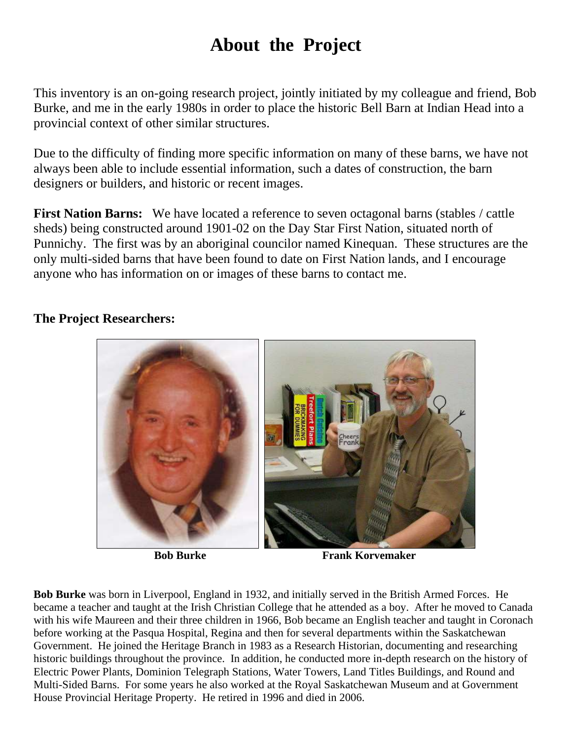# About the Project

This inventory is an on-going research project, jointly initiated by my colleague and friend, Bob Burke, and me in the early 1980s in order to place the historic Bell Barn at Indian Head into a provincial context of other similar structures.

Due to the difficulty of finding more specific information on many of these barns, we have not always been able to include essential information, such a dates of construction, the barn designers or builders, and historic or recent images.

**First Nation Barns:** We have located a reference to seven octagonal barns (stables / cattle sheds) being constructed around 1901-02 on the Day Star First Nation, situated north of Punnichy. The first was by an aboriginal councilor named Kinequan. These structures are the only multi-sided barns that have been found to date on First Nation lands, and I encourage anyone who has information on or images of these barns to contact me.

## The Project Researchers:

**Bob Burke** **Frank Korvemaker**

**Bob Burke** was born in Liverpool, England in 1932, and initially served in the British Armed Forces. He became a teacher and taught at the Irish Christian College that he attended as a boy. After he moved to Canada with his wife Maureen and their three children in 1966, Bob became an English teacher and taught in Coronach before working at the Pasqua Hospital, Regina and then for several departments within the Saskatchewan Government. He joined the Heritage Branch in 1983 as a Research Historian, documenting and researching historic buildings throughout the province. In addition, he conducted more in-depth research on the history of Electric Power Plants, Dominion Telegraph Stations, Water Towers, Land Titles Buildings, and Round and Multi-Sided Barns. For some years he also worked at the Royal Saskatchewan Museum and at Government House Provincial Heritage Property. He retired in 1996 and died in 2006.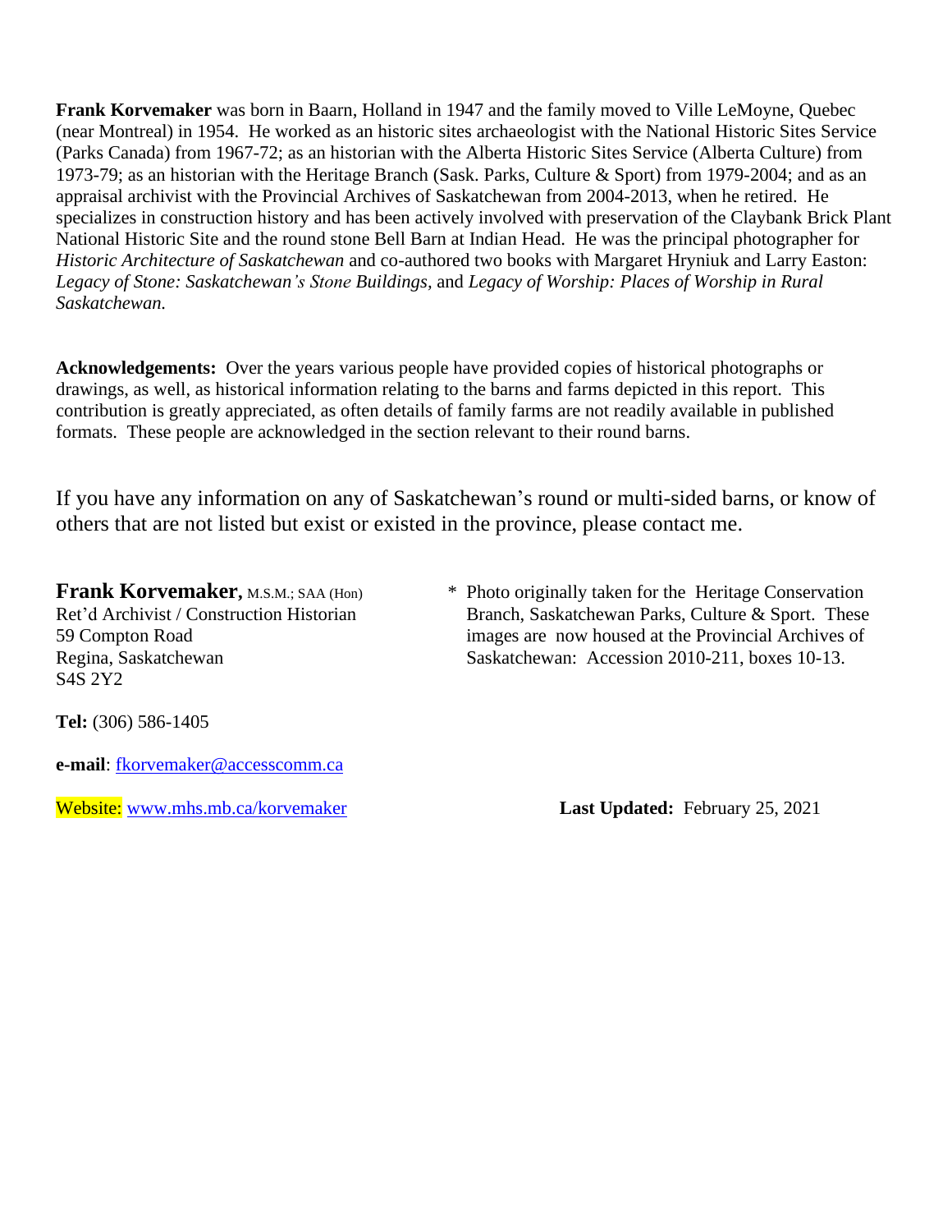**Frank Korvemaker** was born in Baarn, Holland in 1947 and the family moved to Ville LeMoyne, Quebec (near Montreal) in 1954. He worked as an historic sites archaeologist with the National Historic Sites Service (Parks Canada) from 1967-72; as an historian with the Alberta Historic Sites Service (Alberta Culture) from 1973-79; as an historian with the Heritage Branch (Sask. Parks, Culture & Sport) from 1979-2004; and as an appraisal archivist with the Provincial Archives of Saskatchewan from 2004-2013, when he retired. He specializes in construction history and has been actively involved with preservation of the Claybank Brick Plant National Historic Site and the round stone Bell Barn at Indian Head. He was the principal photographer for *Historic Architecture of Saskatchewan* and co-authored two books with Margaret Hryniuk and Larry Easton: *Legacy of Stone: Saskatchewan's Stone Buildings,* and *Legacy of Worship: Places of Worship in Rural Saskatchewan.*

**Acknowledgements:** Over the years various people have provided copies of historical photographs or drawings, as well, as historical information relating to the barns and farms depicted in this report. This contribution is greatly appreciated, as often details of family farms are not readily available in published formats. These people are acknowledged in the section relevant to their round barns.

If you have any information on any of Saskatchewan's round or multi-sided barns, or know of others that are not listed but exist or existed in the province, please contact me.

**Frank Korvemaker,** M.S.M.; SAA (Hon)
Ret'd Archivist / Construction Historian
59 Compton Road
Regina, Saskatchewan
S4S 2Y2

**Tel:** (306) 586-1405

**e-mail**: fkorvemaker@accesscomm.ca

Website: www.mhs.mb.ca/korvemaker

\* Photo originally taken for the Heritage Conservation Branch, Saskatchewan Parks, Culture & Sport. These images are now housed at the Provincial Archives of Saskatchewan: Accession 2010-211, boxes 10-13.

**Last Updated:** February 25, 2021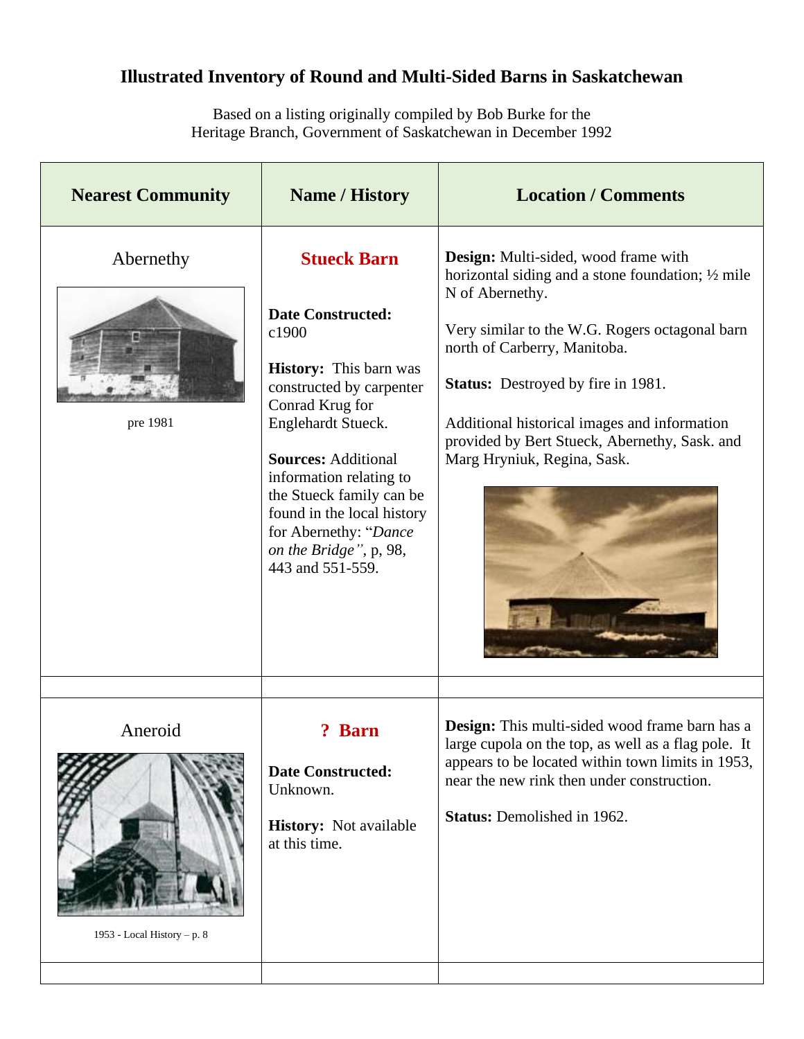# Illustrated Inventory of Round and Multi-Sided Barns in Saskatchewan

Based on a listing originally compiled by Bob Burke for the Heritage Branch, Government of Saskatchewan in December 1992

| Nearest Community | Name / History | Location / Comments |
|---|---|---|
| Abernethy<br><br>pre 1981 | **Stueck Barn**<br><br>**Date Constructed:** c1900<br><br>**History:** This barn was constructed by carpenter Conrad Krug for Englehardt Stueck.<br><br>**Sources:** Additional information relating to the Stueck family can be found in the local history for Abernethy: "*Dance on the Bridge"*, p, 98, 443 and 551-559. | **Design:** Multi-sided, wood frame with horizontal siding and a stone foundation; ½ mile N of Abernethy.<br><br>Very similar to the W.G. Rogers octagonal barn north of Carberry, Manitoba.<br><br>**Status:** Destroyed by fire in 1981.<br><br>Additional historical images and information provided by Bert Stueck, Abernethy, Sask. and Marg Hryniuk, Regina, Sask. |
| | | |
| Aneroid<br><br>1953 - Local History – p. 8 | **? Barn**<br><br>**Date Constructed:** Unknown.<br><br>**History:** Not available at this time. | **Design:** This multi-sided wood frame barn has a large cupola on the top, as well as a flag pole. It appears to be located within town limits in 1953, near the new rink then under construction.<br><br>**Status:** Demolished in 1962. |
| | | |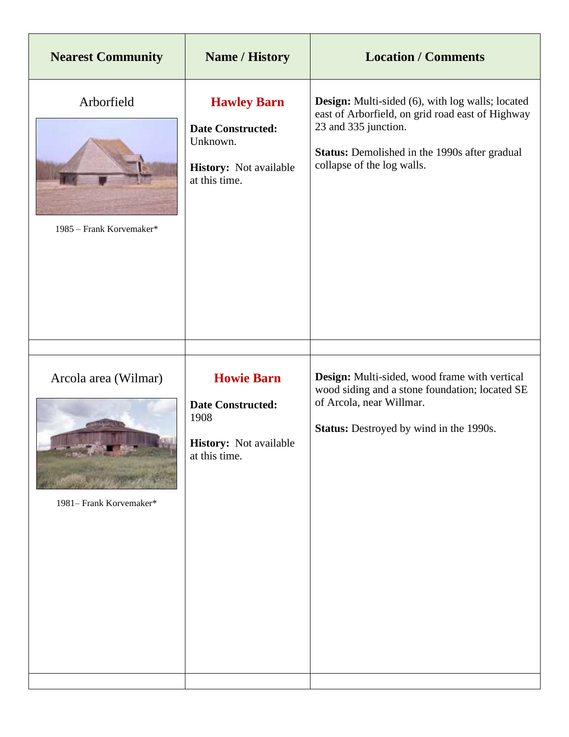| Nearest Community | Name / History | Location / Comments |
|---|---|---|
| Arborfield<br><br>1985 – Frank Korvemaker* | **Hawley Barn**<br><br>**Date Constructed:** Unknown.<br><br>**History:** Not available at this time. | **Design:** Multi-sided (6), with log walls; located east of Arborfield, on grid road east of Highway 23 and 335 junction.<br><br>**Status:** Demolished in the 1990s after gradual collapse of the log walls. |
| | | |
| Arcola area (Wilmar)<br><br>1981– Frank Korvemaker* | **Howie Barn**<br><br>**Date Constructed:** 1908<br><br>**History:** Not available at this time. | **Design:** Multi-sided, wood frame with vertical wood siding and a stone foundation; located SE of Arcola, near Willmar.<br><br>**Status:** Destroyed by wind in the 1990s. |
| | | |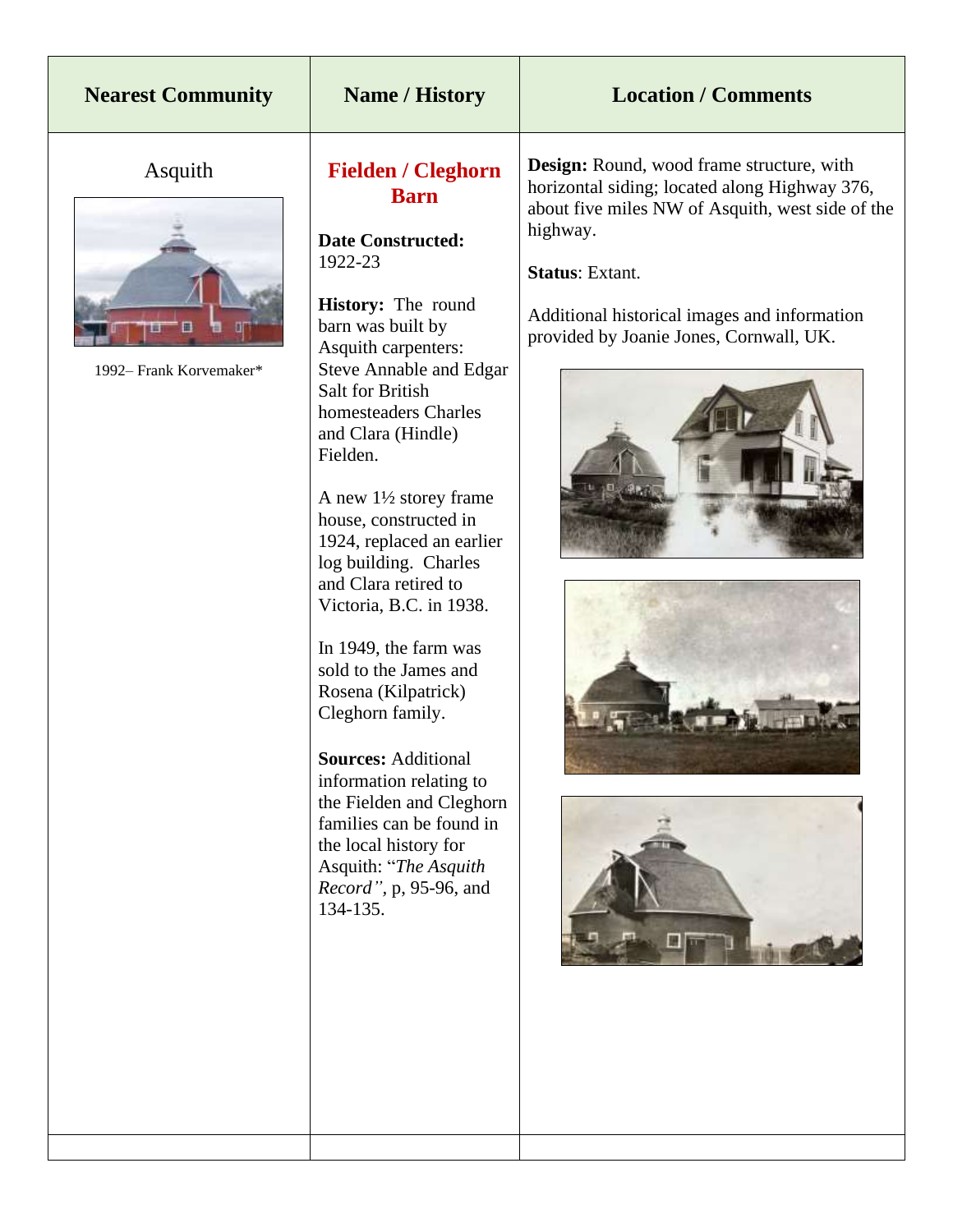| Nearest Community | Name / History | Location / Comments |
|---|---|---|
| Asquith<br><br>1992– Frank Korvemaker* | **Fielden / Cleghorn Barn**<br><br>**Date Constructed:** 1922-23<br><br>**History:** The round barn was built by Asquith carpenters: Steve Annable and Edgar Salt for British homesteaders Charles and Clara (Hindle) Fielden.<br><br>A new 1½ storey frame house, constructed in 1924, replaced an earlier log building. Charles and Clara retired to Victoria, B.C. in 1938.<br><br>In 1949, the farm was sold to the James and Rosena (Kilpatrick) Cleghorn family.<br><br>**Sources:** Additional information relating to the Fielden and Cleghorn families can be found in the local history for Asquith: "*The Asquith Record"*, p, 95-96, and 134-135. | **Design:** Round, wood frame structure, with horizontal siding; located along Highway 376, about five miles NW of Asquith, west side of the highway.<br><br>**Status**: Extant.<br><br>Additional historical images and information provided by Joanie Jones, Cornwall, UK. |
| | | |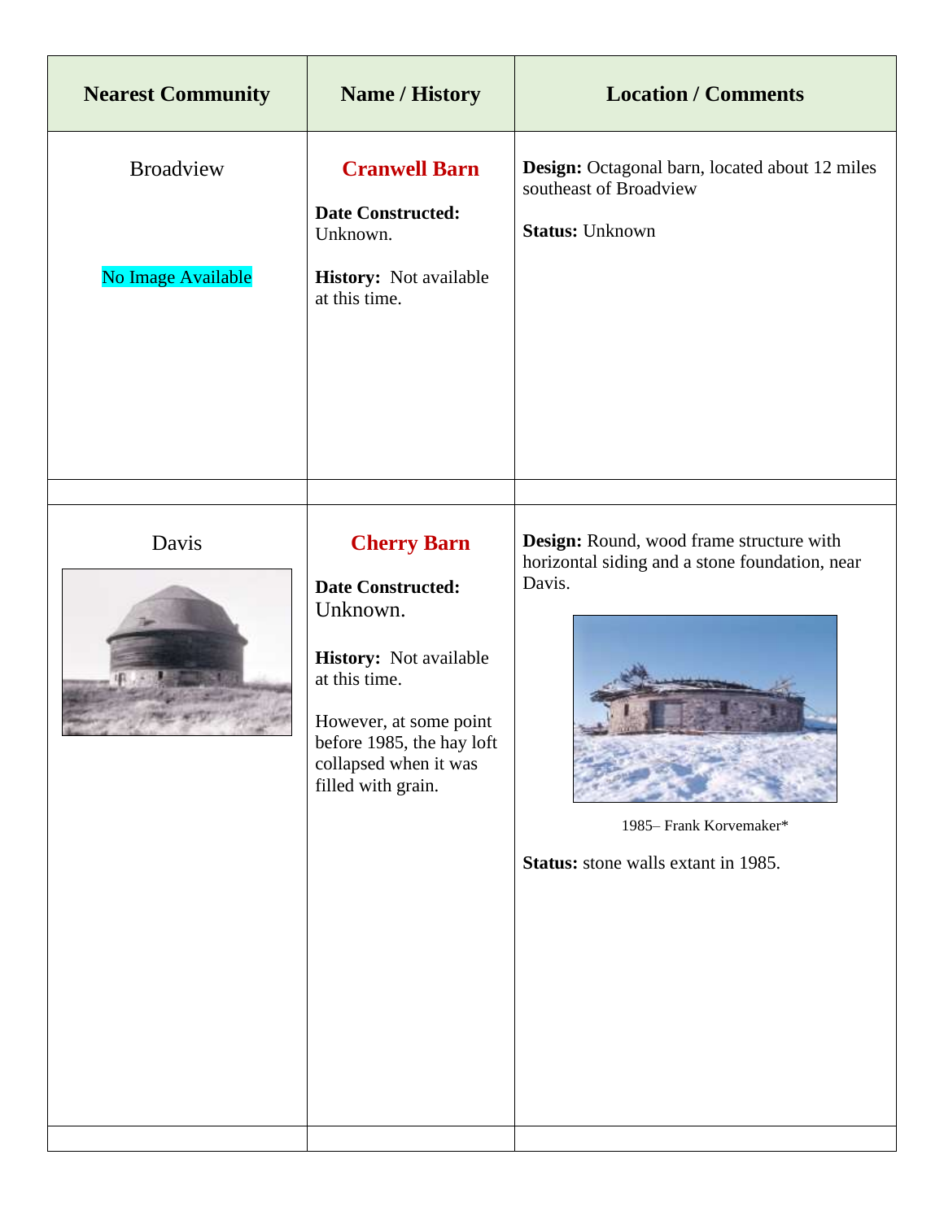| Nearest Community | Name / History | Location / Comments |
| --- | --- | --- |
| Broadview<br><br>No Image Available | **Cranwell Barn**<br><br>**Date Constructed:** Unknown.<br><br>**History:** Not available at this time. | **Design:** Octagonal barn, located about 12 miles southeast of Broadview<br><br>**Status:** Unknown |
| | | |
| Davis | **Cherry Barn**<br><br>**Date Constructed:** Unknown.<br><br>**History:** Not available at this time.<br><br>However, at some point before 1985, the hay loft collapsed when it was filled with grain. | **Design:** Round, wood frame structure with horizontal siding and a stone foundation, near Davis.<br><br>1985– Frank Korvemaker*<br><br>**Status:** stone walls extant in 1985. |
| | | |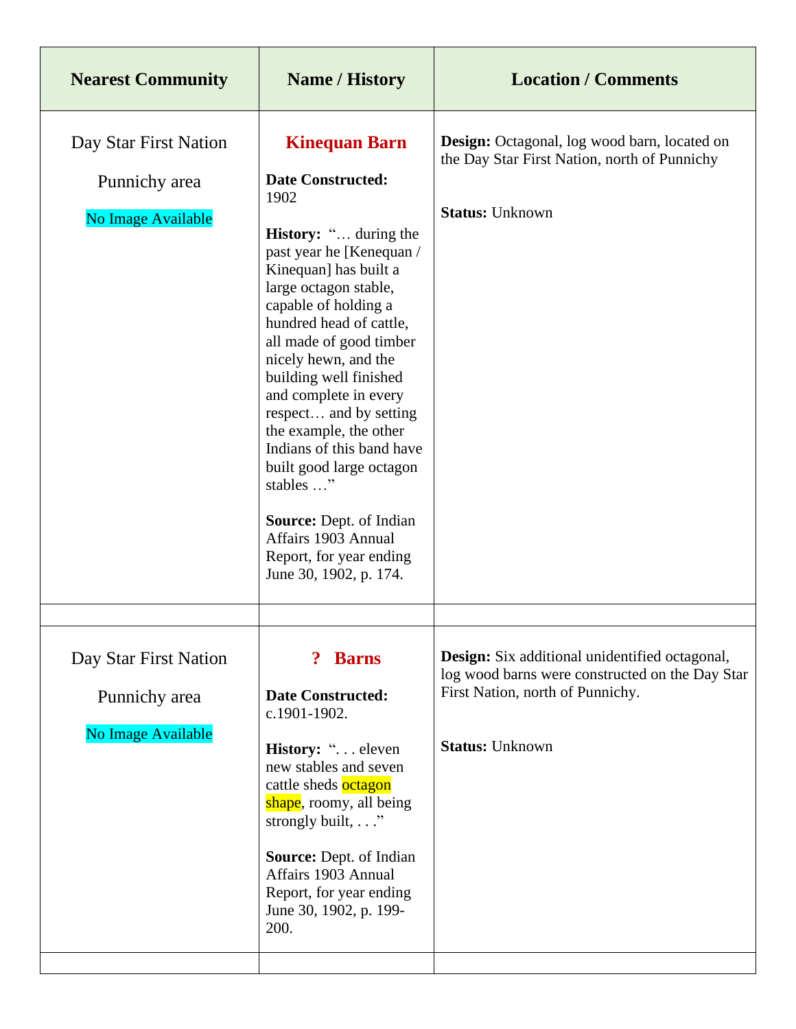| Nearest Community | Name / History | Location / Comments |
| --- | --- | --- |
| Day Star First Nation<br><br>Punnichy area<br><br>No Image Available | **Kinequan Barn**<br><br>**Date Constructed:** 1902<br><br>**History:** "… during the past year he [Kenequan / Kinequan] has built a large octagon stable, capable of holding a hundred head of cattle, all made of good timber nicely hewn, and the building well finished and complete in every respect… and by setting the example, the other Indians of this band have built good large octagon stables …"<br><br>**Source:** Dept. of Indian Affairs 1903 Annual Report, for year ending June 30, 1902, p. 174. | **Design:** Octagonal, log wood barn, located on the Day Star First Nation, north of Punnichy<br><br>**Status:** Unknown |
| | | |
| Day Star First Nation<br><br>Punnichy area<br><br>No Image Available | **? Barns**<br><br>**Date Constructed:** c.1901-1902.<br><br>**History:** ". . . eleven new stables and seven cattle sheds octagon shape, roomy, all being strongly built, . . ."<br><br>**Source:** Dept. of Indian Affairs 1903 Annual Report, for year ending June 30, 1902, p. 199-200. | **Design:** Six additional unidentified octagonal, log wood barns were constructed on the Day Star First Nation, north of Punnichy.<br><br>**Status:** Unknown |
| | | |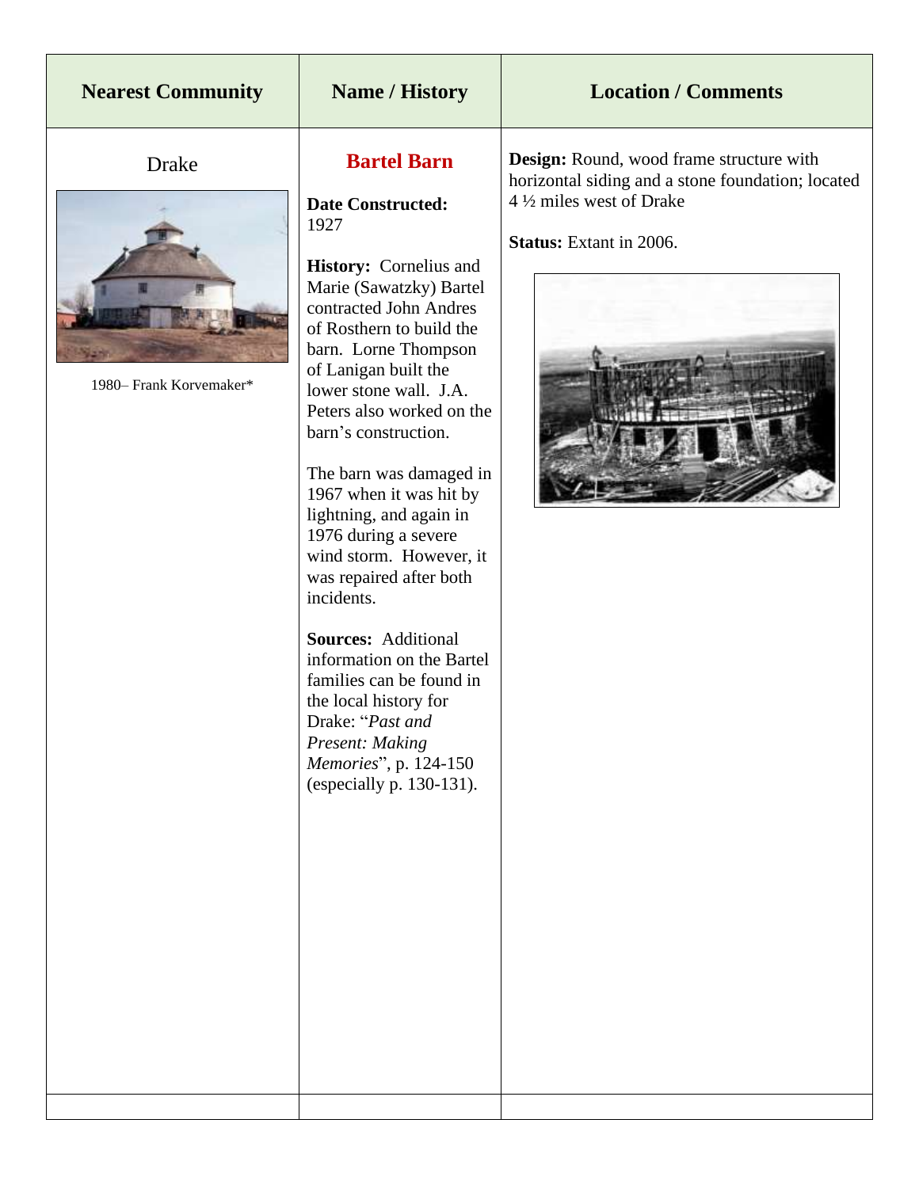| Nearest Community | Name / History | Location / Comments |
| --- | --- | --- |
| Drake<br><br>1980– Frank Korvemaker* | **Bartel Barn**<br><br>**Date Constructed:** 1927<br><br>**History:** Cornelius and Marie (Sawatzky) Bartel contracted John Andres of Rosthern to build the barn. Lorne Thompson of Lanigan built the lower stone wall. J.A. Peters also worked on the barn's construction.<br><br>The barn was damaged in 1967 when it was hit by lightning, and again in 1976 during a severe wind storm. However, it was repaired after both incidents.<br><br>**Sources:** Additional information on the Bartel families can be found in the local history for Drake: "*Past and Present: Making Memories*", p. 124-150 (especially p. 130-131). | **Design:** Round, wood frame structure with horizontal siding and a stone foundation; located 4 ½ miles west of Drake<br><br>**Status:** Extant in 2006. |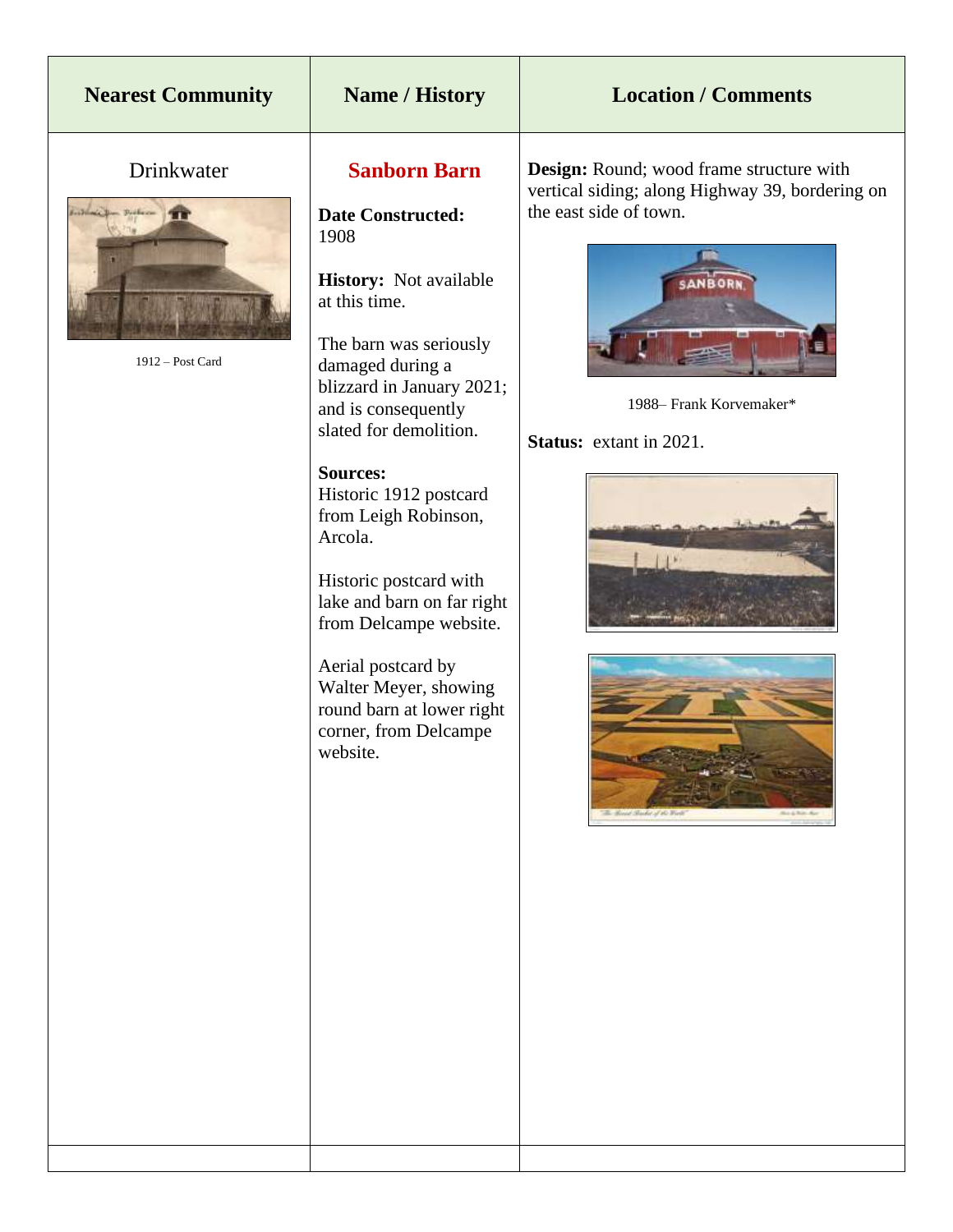| Nearest Community | Name / History | Location / Comments |
|---|---|---|
| Drinkwater<br><br>1912 – Post Card | **Sanborn Barn**<br><br>**Date Constructed:** 1908<br><br>**History:** Not available at this time.<br><br>The barn was seriously damaged during a blizzard in January 2021; and is consequently slated for demolition.<br><br>**Sources:**<br>Historic 1912 postcard from Leigh Robinson, Arcola.<br><br>Historic postcard with lake and barn on far right from Delcampe website.<br><br>Aerial postcard by Walter Meyer, showing round barn at lower right corner, from Delcampe website. | **Design:** Round; wood frame structure with vertical siding; along Highway 39, bordering on the east side of town.<br><br>1988– Frank Korvemaker*<br><br>**Status:** extant in 2021. |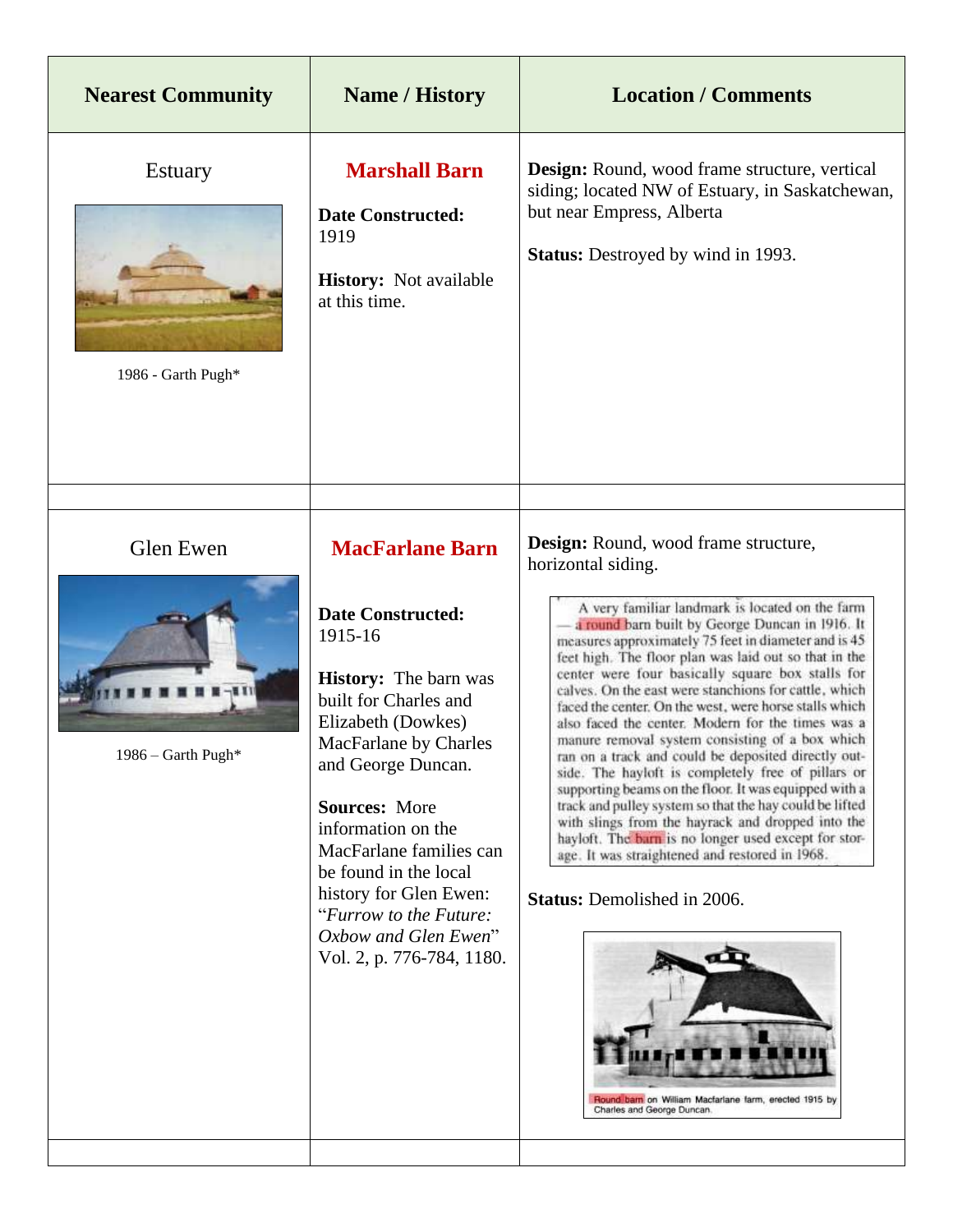| Nearest Community | Name / History | Location / Comments |
| --- | --- | --- |
| Estuary<br><br>1986 - Garth Pugh* | **Marshall Barn**<br><br>**Date Constructed:** 1919<br><br>**History:** Not available at this time. | **Design:** Round, wood frame structure, vertical siding; located NW of Estuary, in Saskatchewan, but near Empress, Alberta<br><br>**Status:** Destroyed by wind in 1993. |
| | | |
| Glen Ewen<br><br>1986 – Garth Pugh* | **MacFarlane Barn**<br><br>**Date Constructed:** 1915-16<br><br>**History:** The barn was built for Charles and Elizabeth (Dowkes) MacFarlane by Charles and George Duncan.<br><br>**Sources:** More information on the MacFarlane families can be found in the local history for Glen Ewen: "*Furrow to the Future: Oxbow and Glen Ewen*" Vol. 2, p. 776-784, 1180. | **Design:** Round, wood frame structure, horizontal siding.<br><br>A very familiar landmark is located on the farm — a round barn built by George Duncan in 1916. It measures approximately 75 feet in diameter and is 45 feet high. The floor plan was laid out so that in the center were four basically square box stalls for calves. On the east were stanchions for cattle, which faced the center. On the west, were horse stalls which also faced the center. Modern for the times was a manure removal system consisting of a box which ran on a track and could be deposited directly outside. The hayloft is completely free of pillars or supporting beams on the floor. It was equipped with a track and pulley system so that the hay could be lifted with slings from the hayrack and dropped into the hayloft. The barn is no longer used except for storage. It was straightened and restored in 1968.<br><br>**Status:** Demolished in 2006.<br><br>Round barn on William Macfarlane farm, erected 1915 by Charles and George Duncan. |
| | | |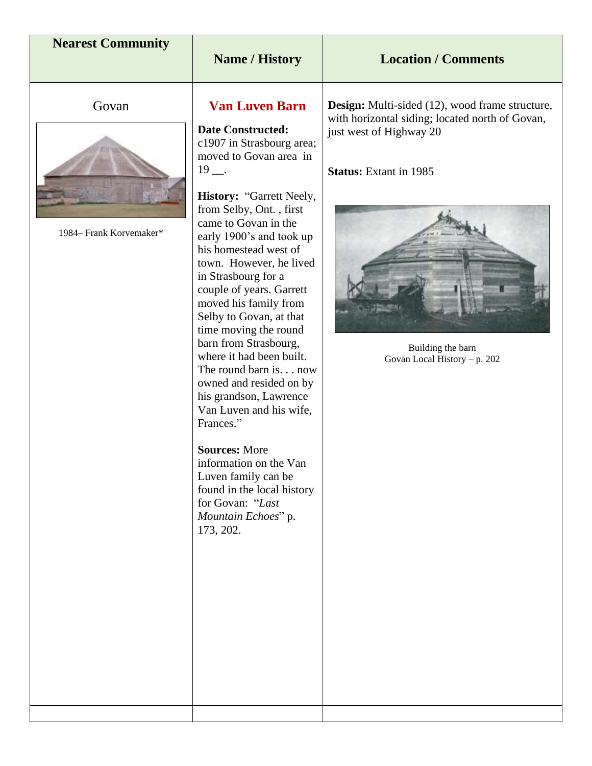| Nearest Community | Name / History | Location / Comments |
| --- | --- | --- |
| Govan<br><br>1984– Frank Korvemaker* | **Van Luven Barn**<br><br>**Date Constructed:** c1907 in Strasbourg area; moved to Govan area in 19 __.<br><br>**History:** "Garrett Neely, from Selby, Ont. , first came to Govan in the early 1900's and took up his homestead west of town. However, he lived in Strasbourg for a couple of years. Garrett moved his family from Selby to Govan, at that time moving the round barn from Strasbourg, where it had been built. The round barn is. . . now owned and resided on by his grandson, Lawrence Van Luven and his wife, Frances."<br><br>**Sources:** More information on the Van Luven family can be found in the local history for Govan: "*Last Mountain Echoes*" p. 173, 202. | **Design:** Multi-sided (12), wood frame structure, with horizontal siding; located north of Govan, just west of Highway 20<br><br>**Status:** Extant in 1985<br><br>Building the barn<br>Govan Local History – p. 202 |
| | | |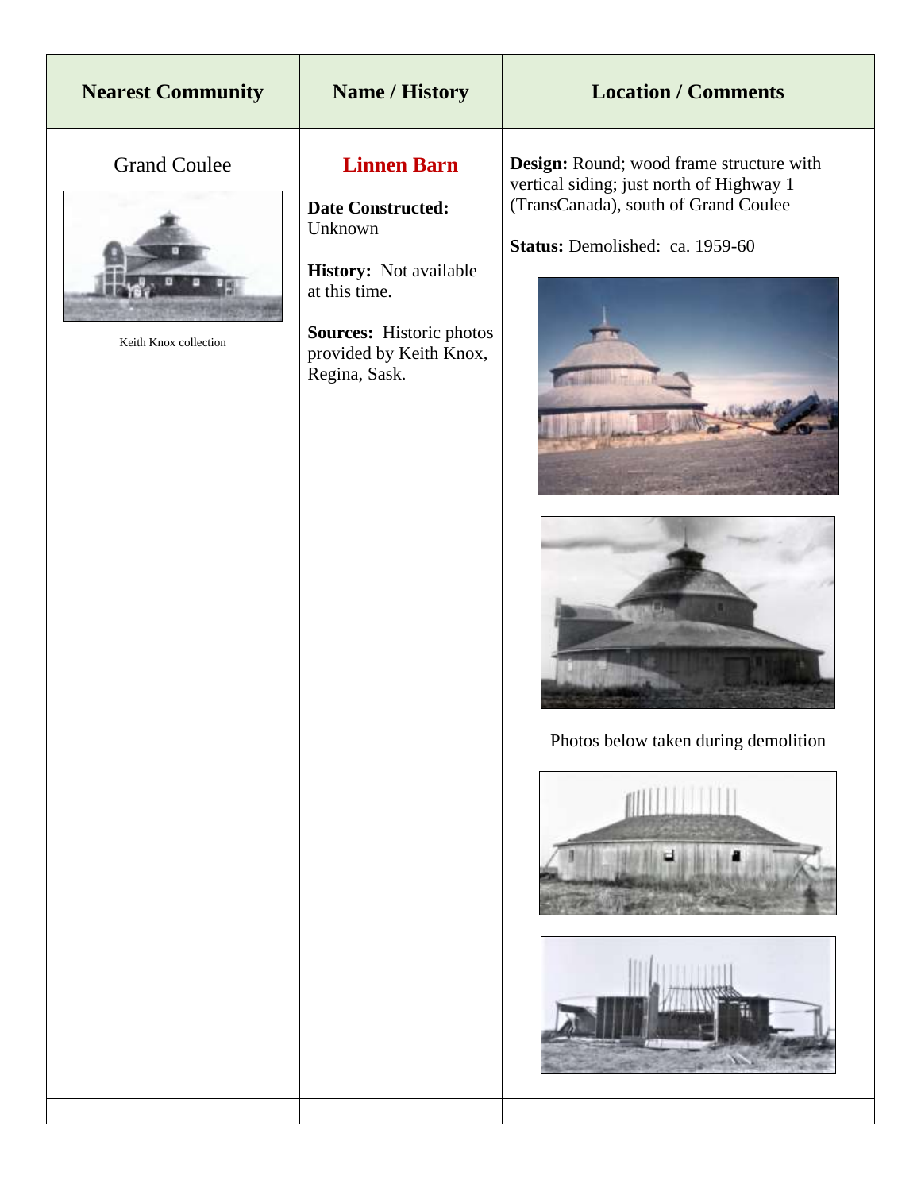| Nearest Community | Name / History | Location / Comments |
| --- | --- | --- |
| Grand Coulee<br><br>Keith Knox collection | **Linnen Barn**<br><br>**Date Constructed:** Unknown<br><br>**History:** Not available at this time.<br><br>**Sources:** Historic photos provided by Keith Knox, Regina, Sask. | **Design:** Round; wood frame structure with vertical siding; just north of Highway 1 (TransCanada), south of Grand Coulee<br><br>**Status:** Demolished: ca. 1959-60<br><br>Photos below taken during demolition |
| | | |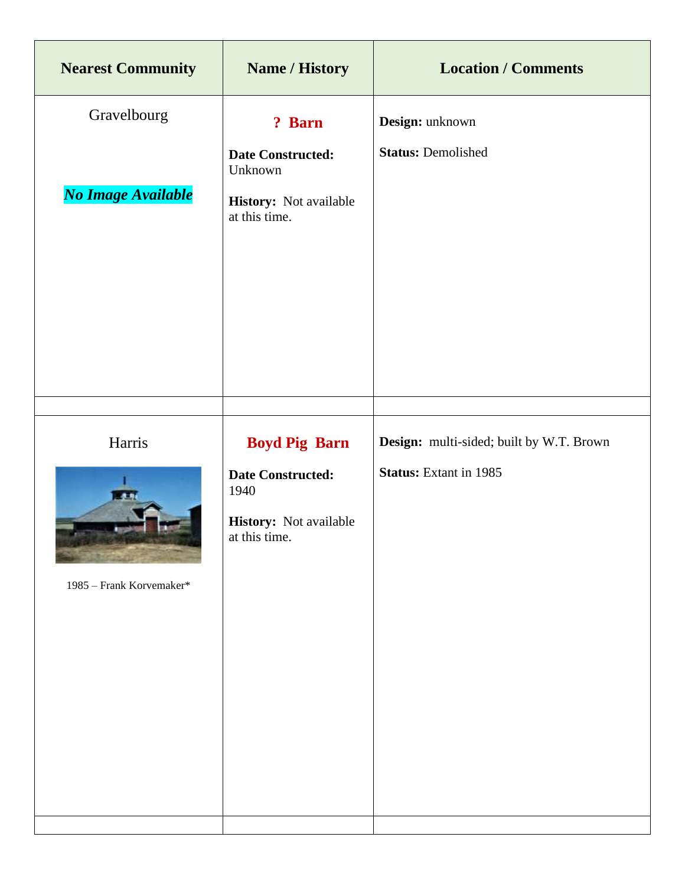| Nearest Community | Name / History | Location / Comments |
|---|---|---|
| Gravelbourg<br><br>***No Image Available*** | **? Barn**<br><br>**Date Constructed:** Unknown<br><br>**History:** Not available at this time. | **Design:** unknown<br><br>**Status:** Demolished |
| | | |
| Harris<br><br>1985 – Frank Korvemaker* | **Boyd Pig Barn**<br><br>**Date Constructed:** 1940<br><br>**History:** Not available at this time. | **Design:** multi-sided; built by W.T. Brown<br><br>**Status:** Extant in 1985 |
| | | |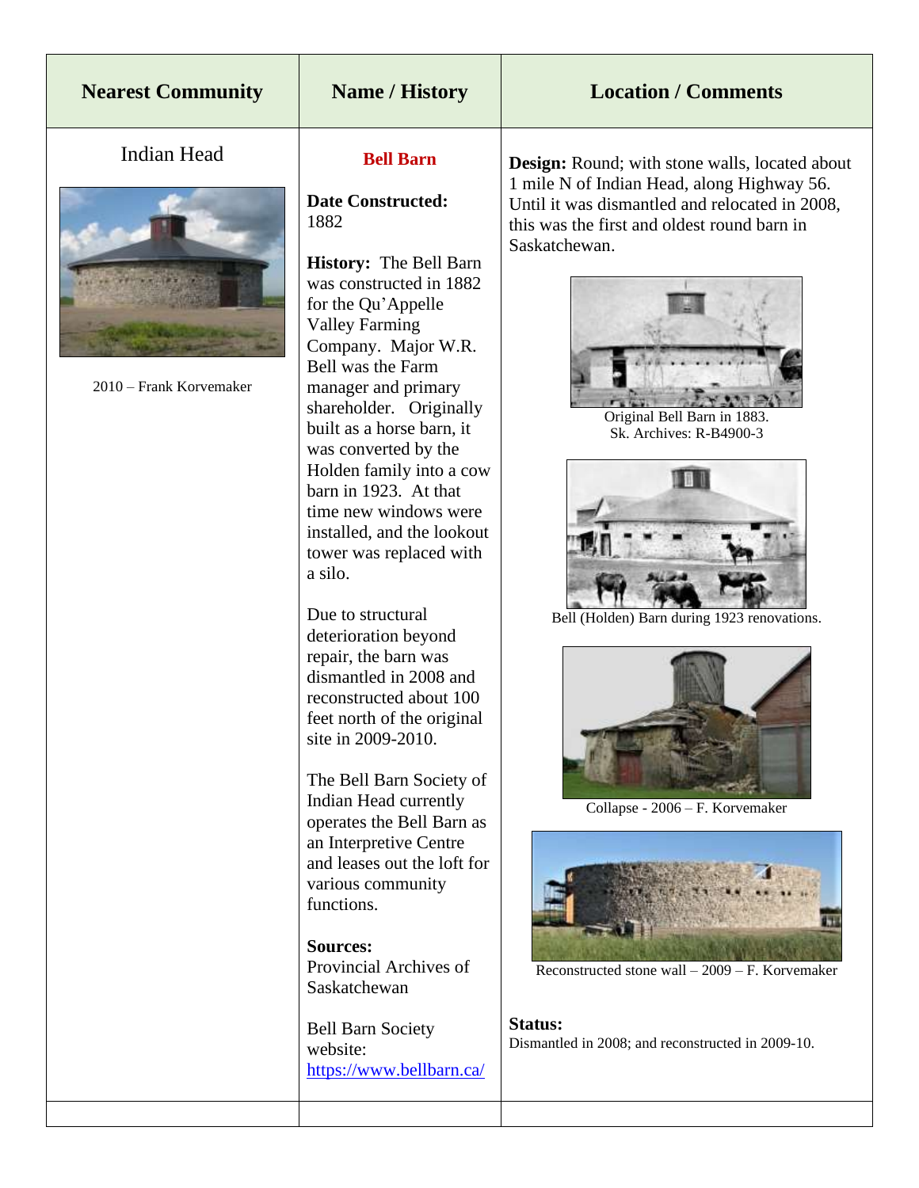| Nearest Community | Name / History | Location / Comments |
| --- | --- | --- |
| Indian Head<br><br>2010 – Frank Korvemaker | **Bell Barn**<br><br>**Date Constructed:** 1882<br><br>**History:** The Bell Barn was constructed in 1882 for the Qu'Appelle Valley Farming Company. Major W.R. Bell was the Farm manager and primary shareholder. Originally built as a horse barn, it was converted by the Holden family into a cow barn in 1923. At that time new windows were installed, and the lookout tower was replaced with a silo.<br><br>Due to structural deterioration beyond repair, the barn was dismantled in 2008 and reconstructed about 100 feet north of the original site in 2009-2010.<br><br>The Bell Barn Society of Indian Head currently operates the Bell Barn as an Interpretive Centre and leases out the loft for various community functions.<br><br>**Sources:**<br>Provincial Archives of Saskatchewan<br><br>Bell Barn Society website: https://www.bellbarn.ca/ | **Design:** Round; with stone walls, located about 1 mile N of Indian Head, along Highway 56. Until it was dismantled and relocated in 2008, this was the first and oldest round barn in Saskatchewan.<br><br>Original Bell Barn in 1883. Sk. Archives: R-B4900-3<br><br>Bell (Holden) Barn during 1923 renovations.<br><br>Collapse - 2006 – F. Korvemaker<br><br>Reconstructed stone wall – 2009 – F. Korvemaker<br><br>**Status:**<br>Dismantled in 2008; and reconstructed in 2009-10. |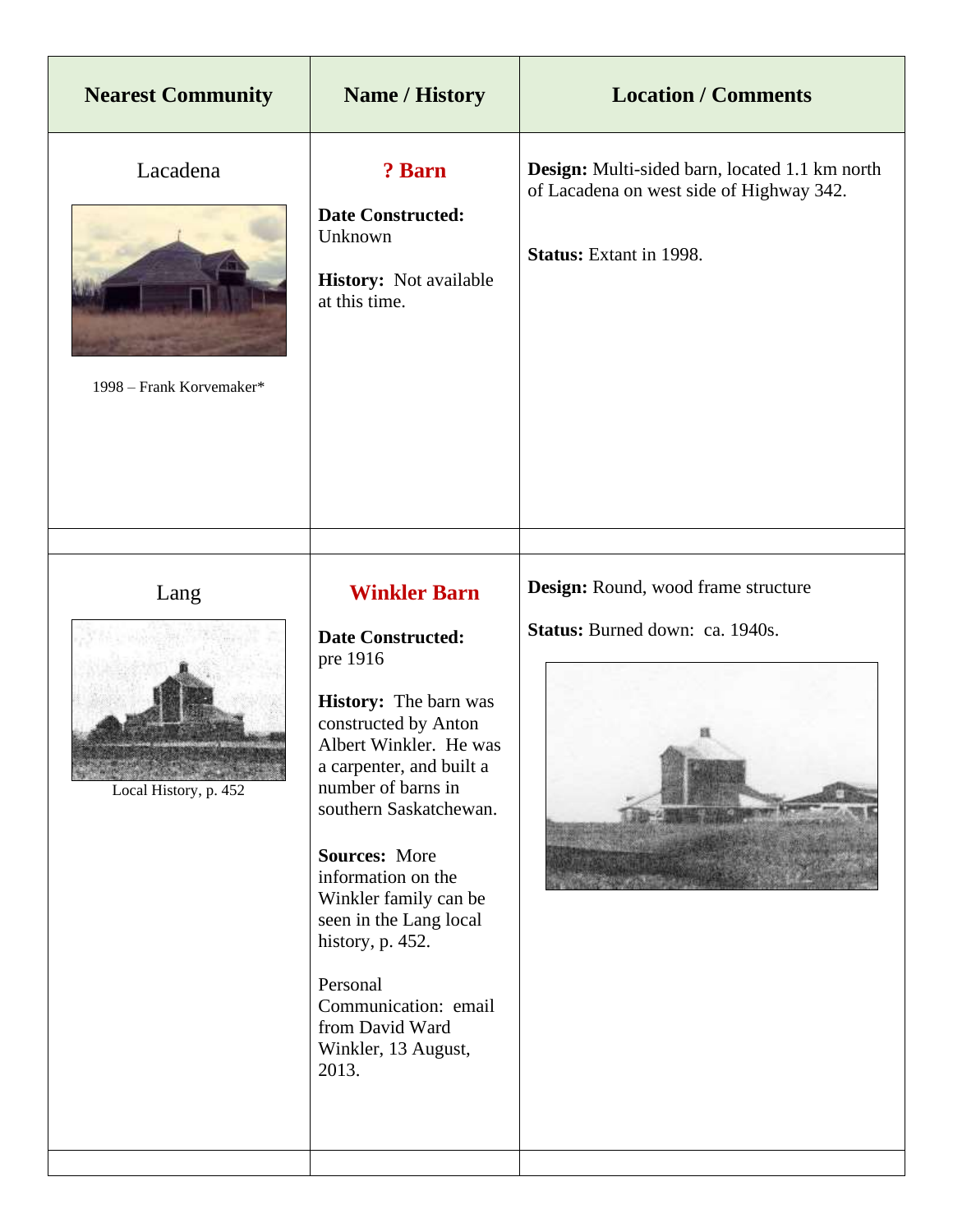| Nearest Community | Name / History | Location / Comments |
| --- | --- | --- |
| Lacadena<br><br>1998 – Frank Korvemaker* | **? Barn**<br><br>**Date Constructed:** Unknown<br><br>**History:** Not available at this time. | **Design:** Multi-sided barn, located 1.1 km north of Lacadena on west side of Highway 342.<br><br>**Status:** Extant in 1998. |
| | | |
| Lang<br><br>Local History, p. 452 | **Winkler Barn**<br><br>**Date Constructed:** pre 1916<br><br>**History:** The barn was constructed by Anton Albert Winkler. He was a carpenter, and built a number of barns in southern Saskatchewan.<br><br>**Sources:** More information on the Winkler family can be seen in the Lang local history, p. 452.<br><br>Personal Communication: email from David Ward Winkler, 13 August, 2013. | **Design:** Round, wood frame structure<br><br>**Status:** Burned down: ca. 1940s. |
| | | |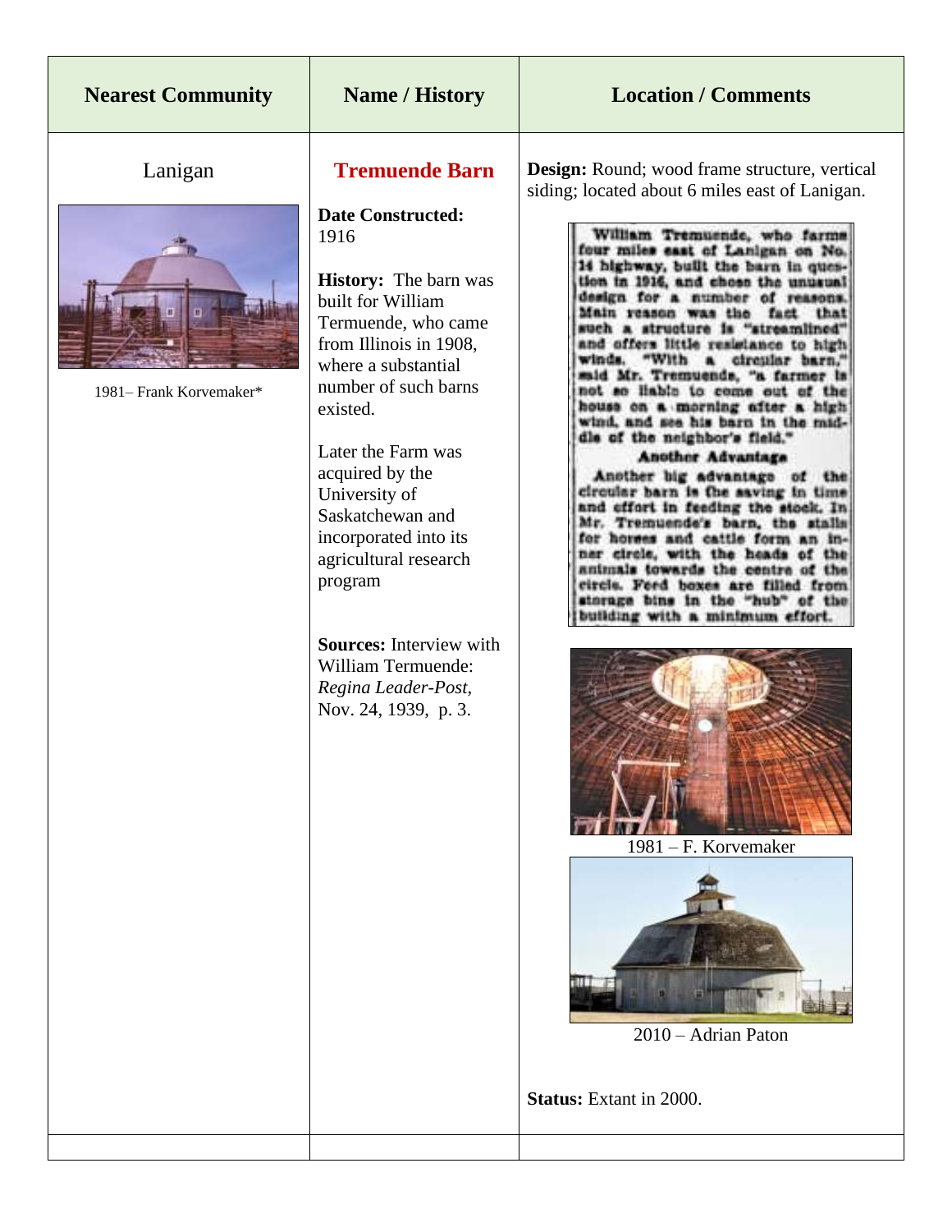| Nearest Community | Name / History | Location / Comments |
| --- | --- | --- |
| Lanigan<br><br>1981– Frank Korvemaker* | **Tremuende Barn**<br><br>**Date Constructed:** 1916<br><br>**History:** The barn was built for William Termuende, who came from Illinois in 1908, where a substantial number of such barns existed.<br><br>Later the Farm was acquired by the University of Saskatchewan and incorporated into its agricultural research program<br><br>**Sources:** Interview with William Termuende: *Regina Leader-Post*, Nov. 24, 1939, p. 3. | **Design:** Round; wood frame structure, vertical siding; located about 6 miles east of Lanigan.<br><br>William Tremuende, who farms four miles east of Lanigan on No. 14 highway, built the barn in question in 1916, and chose the unusual design for a number of reasons. Main reason was the fact that such a structure is "streamlined" and offers little resistance to high winds. "With a circular barn," said Mr. Tremuende, "a farmer is not so liable to come out of the house on a morning after a high wind, and see his barn in the middle of the neighbor's field."<br><br>**Another Advantage**<br><br>Another big advantage of the circular barn is the saving in time and effort in feeding the stock. In Mr. Tremuende's barn, the stalls for horses and cattle form an inner circle, with the heads of the animals towards the centre of the circle. Feed boxes are filled from storage bins in the "hub" of the building with a minimum effort.<br><br>1981 – F. Korvemaker<br><br>2010 – Adrian Paton<br><br>**Status:** Extant in 2000. |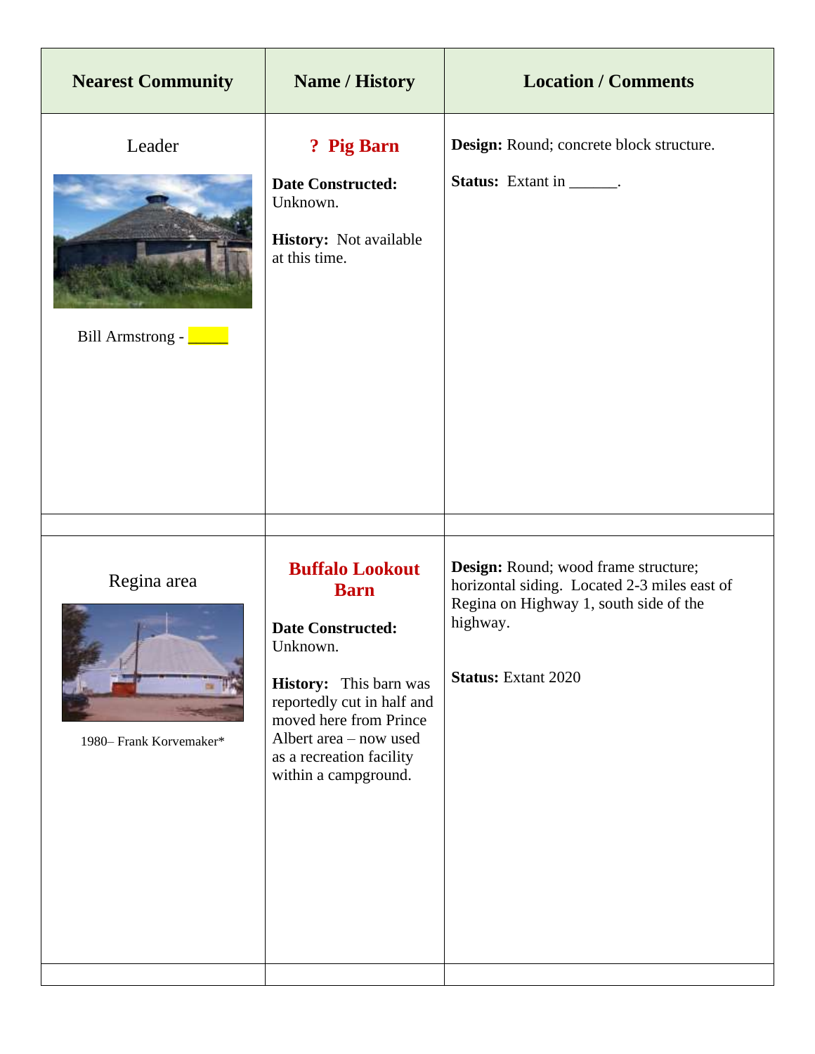| Nearest Community | Name / History | Location / Comments |
|---|---|---|
| Leader<br><br>Bill Armstrong - _____ | **? Pig Barn**<br><br>**Date Constructed:** Unknown.<br><br>**History:** Not available at this time. | **Design:** Round; concrete block structure.<br><br>**Status:** Extant in ______. |
| | | |
| Regina area<br><br>1980– Frank Korvemaker* | **Buffalo Lookout Barn**<br><br>**Date Constructed:** Unknown.<br><br>**History:** This barn was reportedly cut in half and moved here from Prince Albert area – now used as a recreation facility within a campground. | **Design:** Round; wood frame structure; horizontal siding. Located 2-3 miles east of Regina on Highway 1, south side of the highway.<br><br>**Status:** Extant 2020 |
| | | |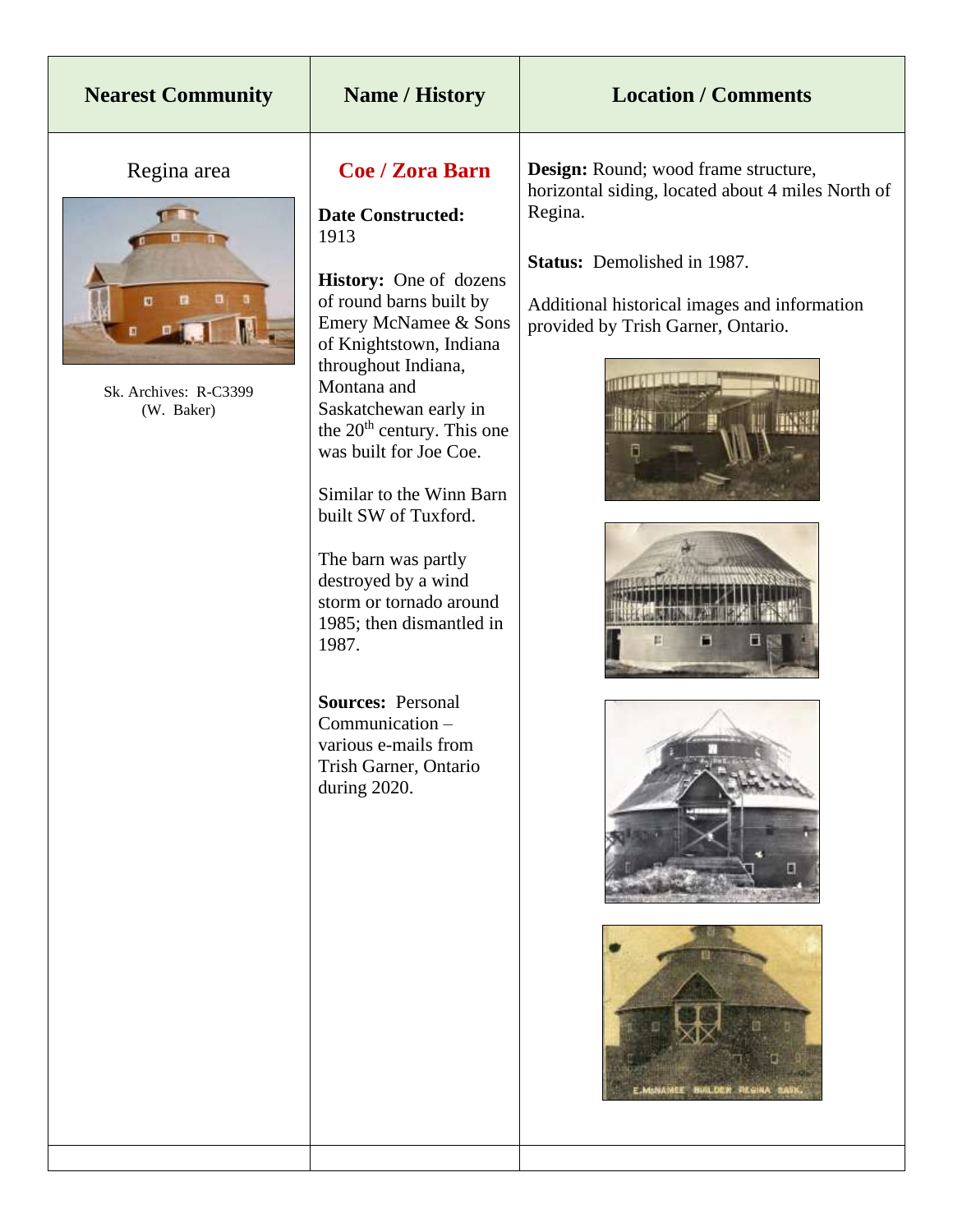| Nearest Community | Name / History | Location / Comments |
|---|---|---|
| Regina area<br><br>Sk. Archives: R-C3399 (W. Baker) | **Coe / Zora Barn**<br><br>**Date Constructed:** 1913<br><br>**History:** One of dozens of round barns built by Emery McNamee & Sons of Knightstown, Indiana throughout Indiana, Montana and Saskatchewan early in the 20th century. This one was built for Joe Coe.<br><br>Similar to the Winn Barn built SW of Tuxford.<br><br>The barn was partly destroyed by a wind storm or tornado around 1985; then dismantled in 1987.<br><br>**Sources:** Personal Communication – various e-mails from Trish Garner, Ontario during 2020. | **Design:** Round; wood frame structure, horizontal siding, located about 4 miles North of Regina.<br><br>**Status:** Demolished in 1987.<br><br>Additional historical images and information provided by Trish Garner, Ontario.<br><br>E. McNAMEE BUILDER REGINA SASK. |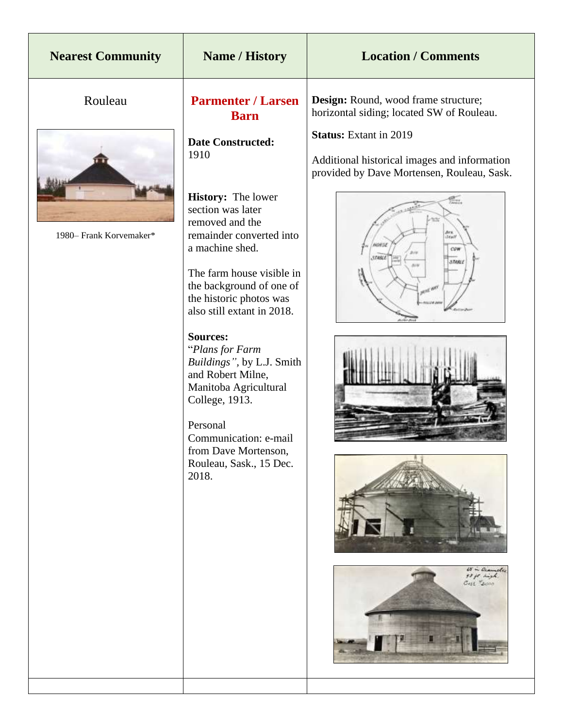| Nearest Community | Name / History | Location / Comments |
| --- | --- | --- |
| Rouleau<br><br>1980– Frank Korvemaker* | **Parmenter / Larsen Barn**<br><br>**Date Constructed:** 1910<br><br>**History:** The lower section was later removed and the remainder converted into a machine shed.<br><br>The farm house visible in the background of one of the historic photos was also still extant in 2018.<br><br>**Sources:**<br>"*Plans for Farm Buildings"*, by L.J. Smith and Robert Milne, Manitoba Agricultural College, 1913.<br><br>Personal Communication: e-mail from Dave Mortenson, Rouleau, Sask., 15 Dec. 2018. | **Design:** Round, wood frame structure; horizontal siding; located SW of Rouleau.<br><br>**Status:** Extant in 2019<br><br>Additional historical images and information provided by Dave Mortensen, Rouleau, Sask. |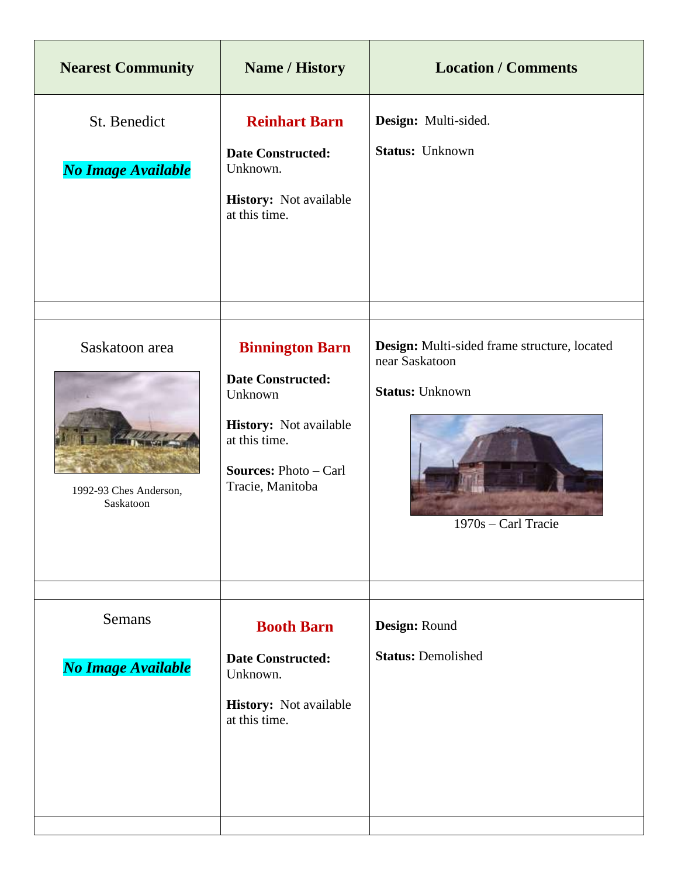| Nearest Community | Name / History | Location / Comments |
| --- | --- | --- |
| St. Benedict<br><br>***No Image Available*** | **Reinhart Barn**<br><br>**Date Constructed:** Unknown.<br><br>**History:** Not available at this time. | **Design:** Multi-sided.<br><br>**Status:** Unknown |
| | | |
| Saskatoon area<br><br>1992-93 Ches Anderson, Saskatoon | **Binnington Barn**<br><br>**Date Constructed:** Unknown<br><br>**History:** Not available at this time.<br><br>**Sources:** Photo – Carl Tracie, Manitoba | **Design:** Multi-sided frame structure, located near Saskatoon<br><br>**Status:** Unknown<br><br>1970s – Carl Tracie |
| | | |
| Semans<br><br>***No Image Available*** | **Booth Barn**<br><br>**Date Constructed:** Unknown.<br><br>**History:** Not available at this time. | **Design:** Round<br><br>**Status:** Demolished |
| | | |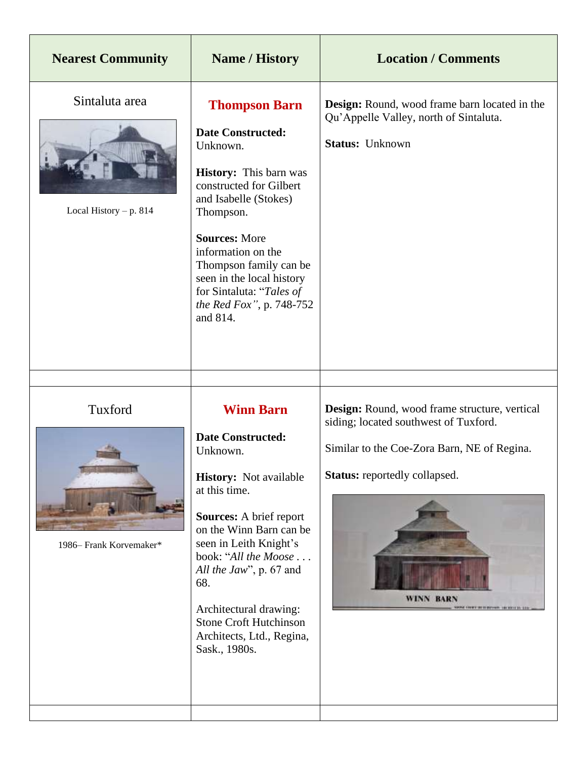| Nearest Community | Name / History | Location / Comments |
|---|---|---|
| Sintaluta area<br><br>Local History – p. 814 | **Thompson Barn**<br><br>**Date Constructed:** Unknown.<br><br>**History:** This barn was constructed for Gilbert and Isabelle (Stokes) Thompson.<br><br>**Sources:** More information on the Thompson family can be seen in the local history for Sintaluta: "*Tales of the Red Fox*", p. 748-752 and 814. | **Design:** Round, wood frame barn located in the Qu'Appelle Valley, north of Sintaluta.<br><br>**Status:** Unknown |
| | | |
| Tuxford<br><br>1986– Frank Korvemaker* | **Winn Barn**<br><br>**Date Constructed:** Unknown.<br><br>**History:** Not available at this time.<br><br>**Sources:** A brief report on the Winn Barn can be seen in Leith Knight's book: "*All the Moose . . . All the Jaw*", p. 67 and 68.<br><br>Architectural drawing: Stone Croft Hutchinson Architects, Ltd., Regina, Sask., 1980s. | **Design:** Round, wood frame structure, vertical siding; located southwest of Tuxford.<br><br>Similar to the Coe-Zora Barn, NE of Regina.<br><br>**Status:** reportedly collapsed.<br><br>WINN BARN |
| | | |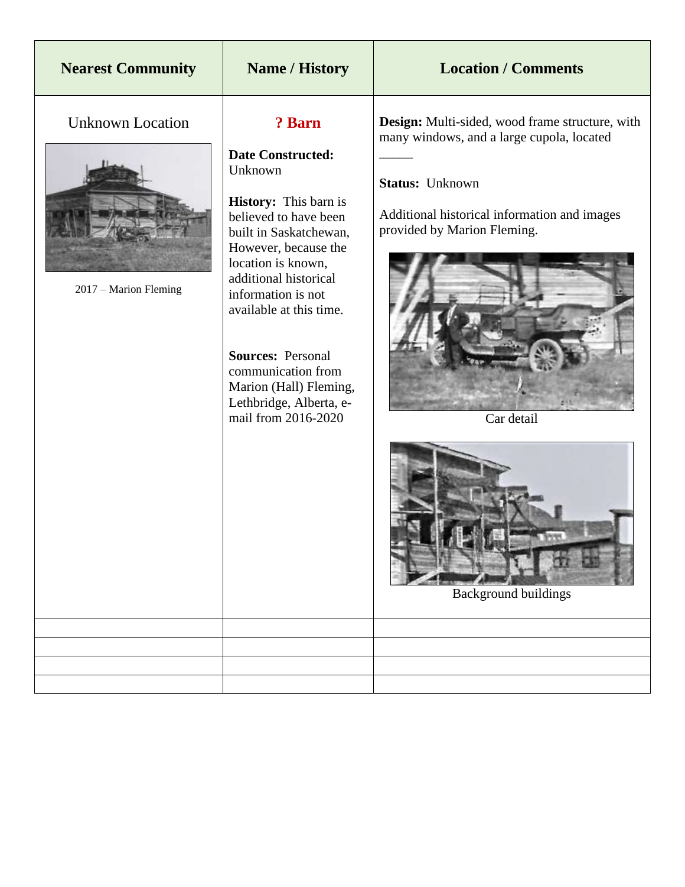| Nearest Community | Name / History | Location / Comments |
|---|---|---|
| Unknown Location<br><br>2017 – Marion Fleming | **? Barn**<br><br>**Date Constructed:** Unknown<br><br>**History:** This barn is believed to have been built in Saskatchewan, However, because the location is known, additional historical information is not available at this time.<br><br>**Sources:** Personal communication from Marion (Hall) Fleming, Lethbridge, Alberta, e-mail from 2016-2020 | **Design:** Multi-sided, wood frame structure, with many windows, and a large cupola, located _____<br><br>**Status:** Unknown<br><br>Additional historical information and images provided by Marion Fleming.<br><br>Car detail<br><br>Background buildings |
| | | |
| | | |
| | | |
| | | |